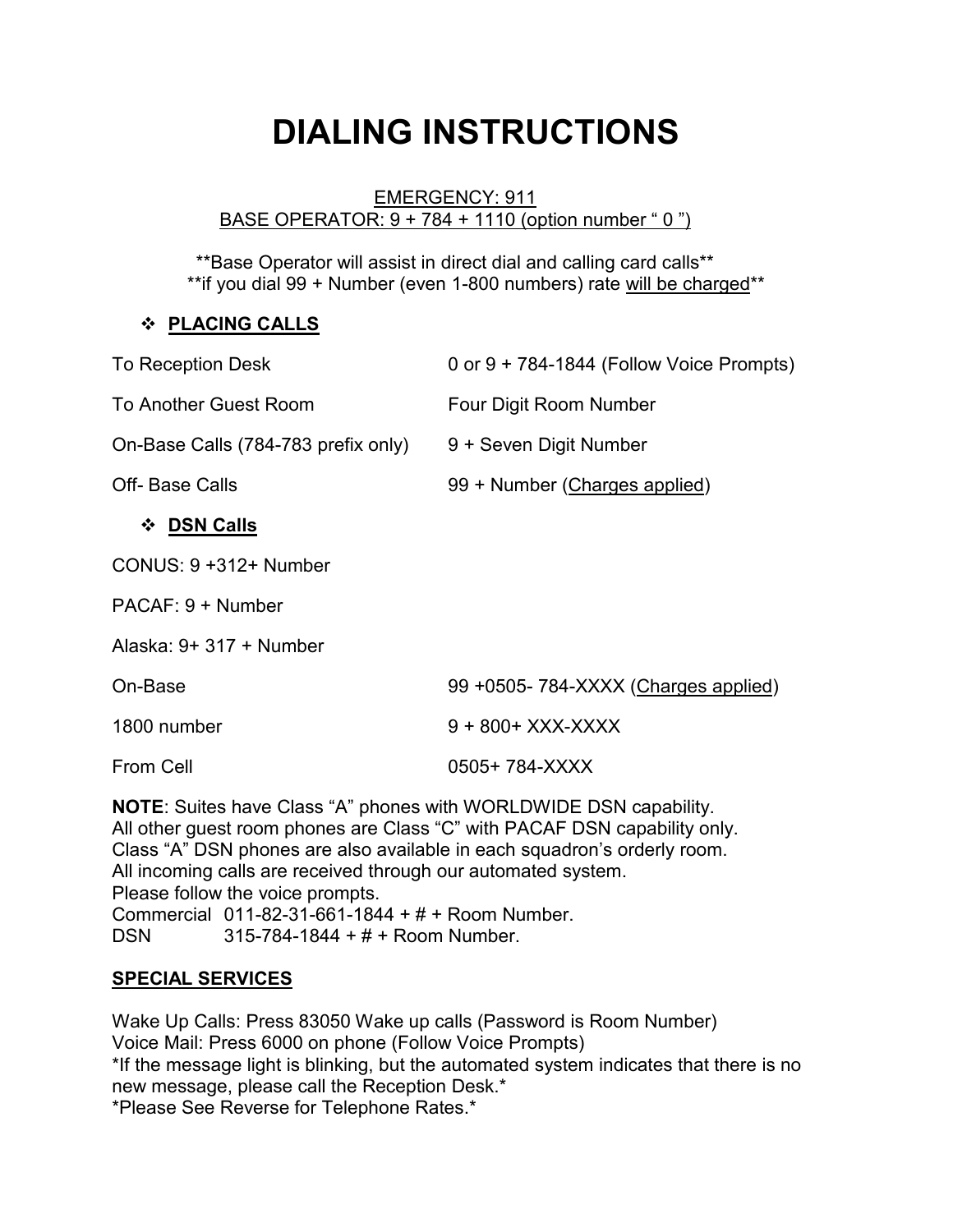# DIALING INSTRUCTIONS

EMERGENCY: 911
BASE OPERATOR: 9 + 784 + 1110 (option number " 0 ")

**Base Operator will assist in direct dial and calling card calls**
**if you dial 99 + Number (even 1-800 numbers) rate will be charged**

## ❖ PLACING CALLS

| | |
|---|---|
| To Reception Desk | 0 or 9 + 784-1844 (Follow Voice Prompts) |
| To Another Guest Room | Four Digit Room Number |
| On-Base Calls (784-783 prefix only) | 9 + Seven Digit Number |
| Off- Base Calls | 99 + Number (Charges applied) |

## ❖ DSN Calls

CONUS: 9 +312+ Number

PACAF: 9 + Number

Alaska: 9+ 317 + Number

| | |
|---|---|
| On-Base | 99 +0505- 784-XXXX (Charges applied) |
| 1800 number | 9 + 800+ XXX-XXXX |
| From Cell | 0505+ 784-XXXX |

**NOTE**: Suites have Class "A" phones with WORLDWIDE DSN capability.
All other guest room phones are Class "C" with PACAF DSN capability only.
Class "A" DSN phones are also available in each squadron's orderly room.
All incoming calls are received through our automated system.
Please follow the voice prompts.
Commercial 011-82-31-661-1844 + # + Room Number.
DSN 315-784-1844 + # + Room Number.

## SPECIAL SERVICES

Wake Up Calls: Press 83050 Wake up calls (Password is Room Number)
Voice Mail: Press 6000 on phone (Follow Voice Prompts)
*If the message light is blinking, but the automated system indicates that there is no new message, please call the Reception Desk.*
*Please See Reverse for Telephone Rates.*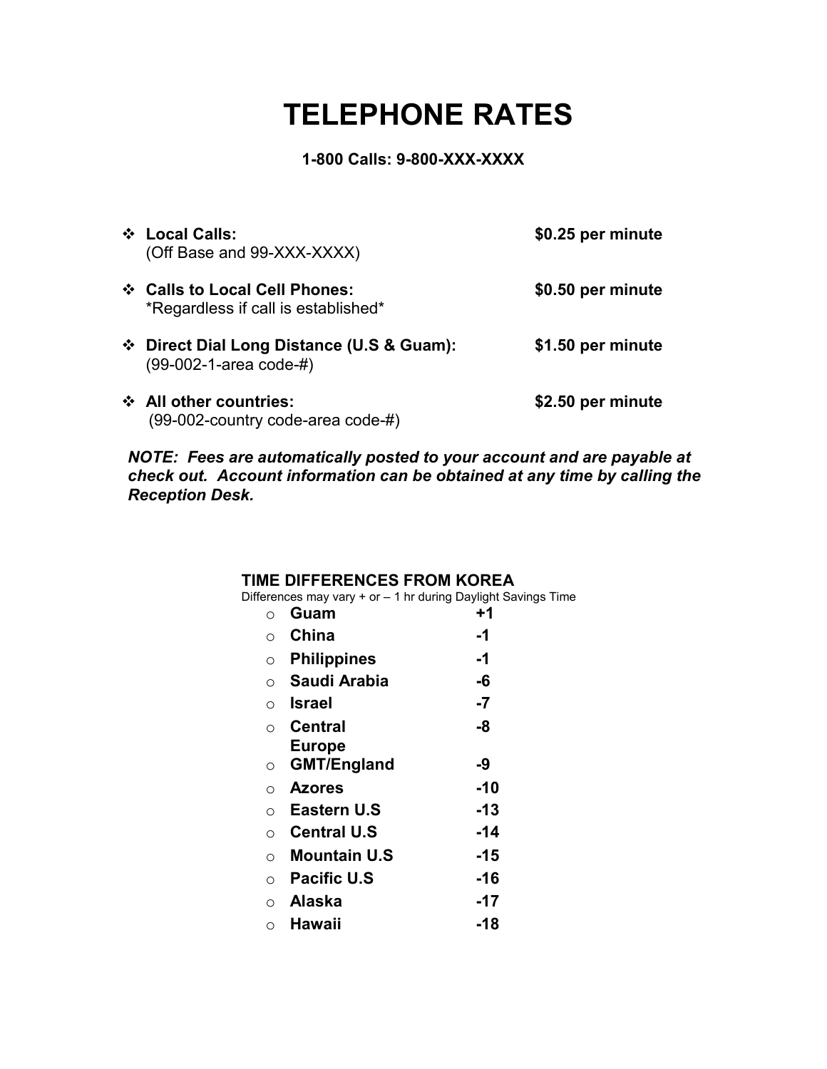# TELEPHONE RATES

**1-800 Calls: 9-800-XXX-XXXX**

| | |
|---|---|
| ❖ **Local Calls:** (Off Base and 99-XXX-XXXX) | **$0.25 per minute** |
| ❖ **Calls to Local Cell Phones:** *Regardless if call is established* | **$0.50 per minute** |
| ❖ **Direct Dial Long Distance (U.S & Guam):** (99-002-1-area code-#) | **$1.50 per minute** |
| ❖ **All other countries:** (99-002-country code-area code-#) | **$2.50 per minute** |

***NOTE: Fees are automatically posted to your account and are payable at check out. Account information can be obtained at any time by calling the Reception Desk.***

### TIME DIFFERENCES FROM KOREA

Differences may vary + or – 1 hr during Daylight Savings Time

| | |
|---|---|
| **Guam** | **+1** |
| **China** | **-1** |
| **Philippines** | **-1** |
| **Saudi Arabia** | **-6** |
| **Israel** | **-7** |
| **Central Europe** | **-8** |
| **GMT/England** | **-9** |
| **Azores** | **-10** |
| **Eastern U.S** | **-13** |
| **Central U.S** | **-14** |
| **Mountain U.S** | **-15** |
| **Pacific U.S** | **-16** |
| **Alaska** | **-17** |
| **Hawaii** | **-18** |